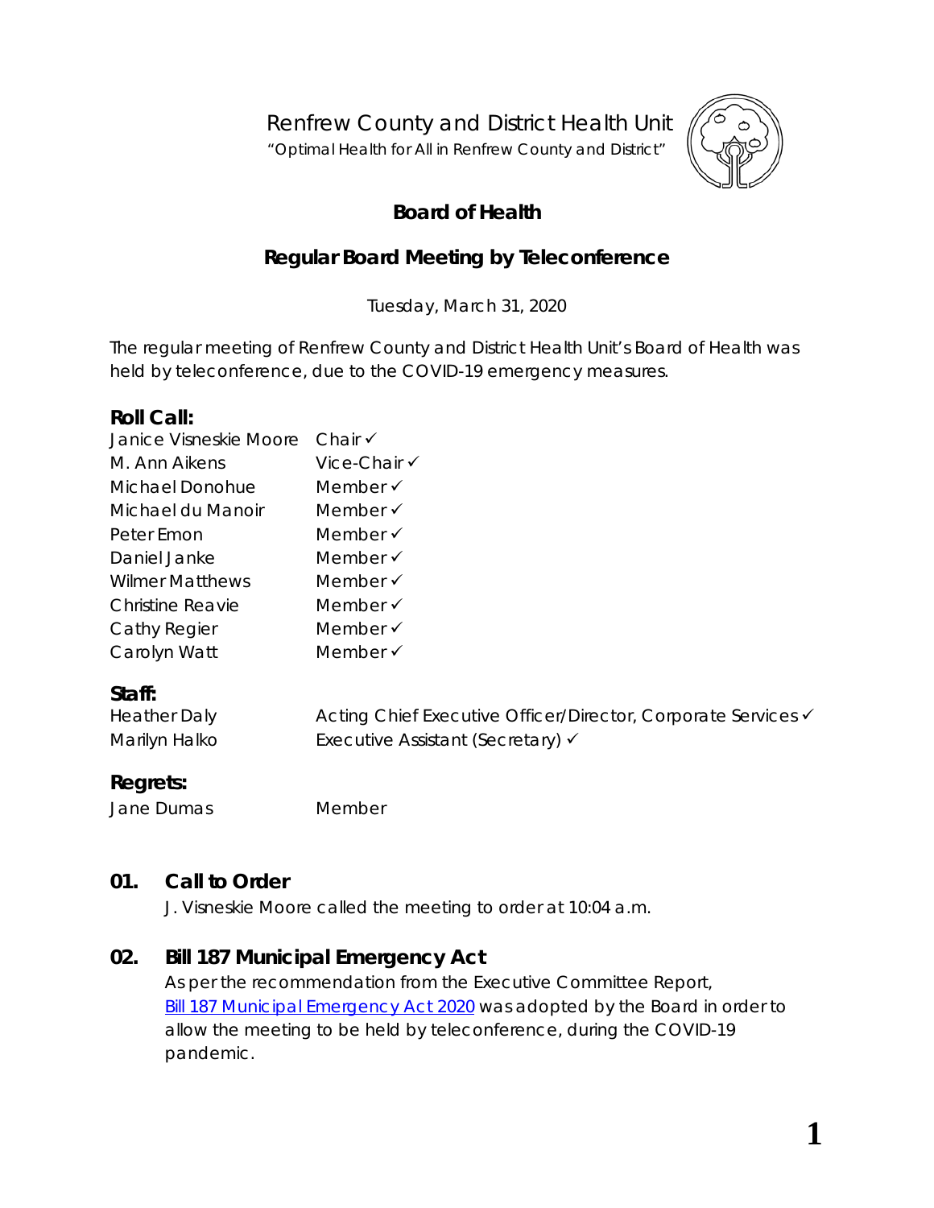Renfrew County and District Health Unit

"Optimal Health for All in Renfrew County and District"

# Board of Health

## Regular Board Meeting by Teleconference

Tuesday, March 31, 2020

The regular meeting of Renfrew County and District Health Unit's Board of Health was held by teleconference, due to the COVID-19 emergency measures.

### Roll Call:

| | |
|---|---|
| Janice Visneskie Moore | Chair ✓ |
| M. Ann Aikens | Vice-Chair ✓ |
| Michael Donohue | Member ✓ |
| Michael du Manoir | Member ✓ |
| Peter Emon | Member ✓ |
| Daniel Janke | Member ✓ |
| Wilmer Matthews | Member ✓ |
| Christine Reavie | Member ✓ |
| Cathy Regier | Member ✓ |
| Carolyn Watt | Member ✓ |

### Staff:

| | |
|---|---|
| Heather Daly | Acting Chief Executive Officer/Director, Corporate Services ✓ |
| Marilyn Halko | Executive Assistant (Secretary) ✓ |

### Regrets:

| | |
|---|---|
| Jane Dumas | Member |

### 01. Call to Order

J. Visneskie Moore called the meeting to order at 10:04 a.m.

### 02. Bill 187 Municipal Emergency Act

As per the recommendation from the Executive Committee Report, Bill 187 Municipal Emergency Act 2020 was adopted by the Board in order to allow the meeting to be held by teleconference, during the COVID-19 pandemic.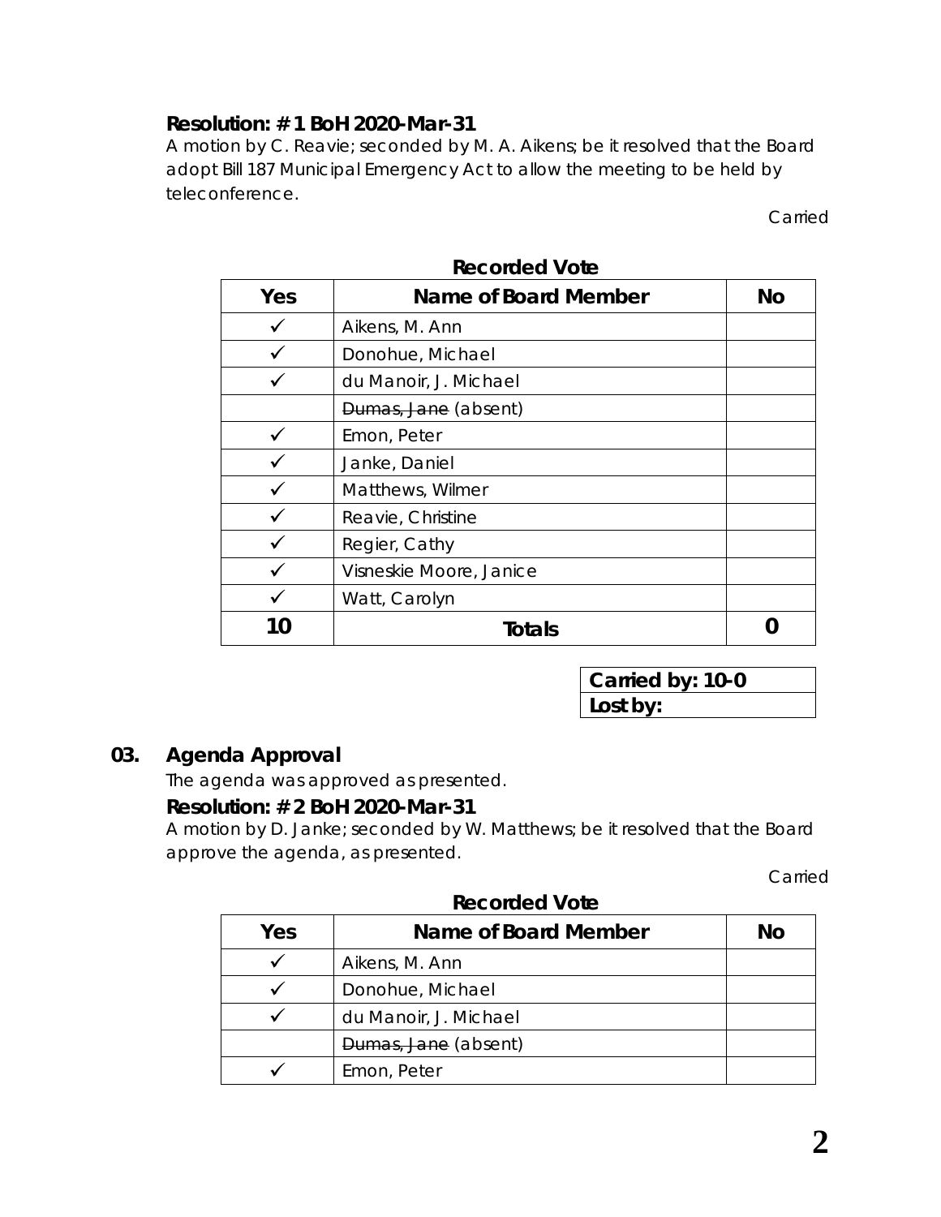**Resolution: # 1 BoH 2020-Mar-31**

A motion by C. Reavie; seconded by M. A. Aikens; be it resolved that the Board adopt Bill 187 Municipal Emergency Act to allow the meeting to be held by teleconference.

*Carried*

**Recorded Vote**

| Yes | Name of Board Member | No |
|---|---|---|
| ✓ | Aikens, M. Ann | |
| ✓ | Donohue, Michael | |
| ✓ | du Manoir, J. Michael | |
| | ~~Dumas, Jane~~ (absent) | |
| ✓ | Emon, Peter | |
| ✓ | Janke, Daniel | |
| ✓ | Matthews, Wilmer | |
| ✓ | Reavie, Christine | |
| ✓ | Regier, Cathy | |
| ✓ | Visneskie Moore, Janice | |
| ✓ | Watt, Carolyn | |
| **10** | **Totals** | **0** |

| **Carried by: 10-0** |
|---|
| **Lost by:** |

## 03. Agenda Approval

*The agenda was approved as presented.*

**Resolution: # 2 BoH 2020-Mar-31**

A motion by D. Janke; seconded by W. Matthews; be it resolved that the Board approve the agenda, as presented.

*Carried*

**Recorded Vote**

| Yes | Name of Board Member | No |
|---|---|---|
| ✓ | Aikens, M. Ann | |
| ✓ | Donohue, Michael | |
| ✓ | du Manoir, J. Michael | |
| | ~~Dumas, Jane~~ (absent) | |
| ✓ | Emon, Peter | |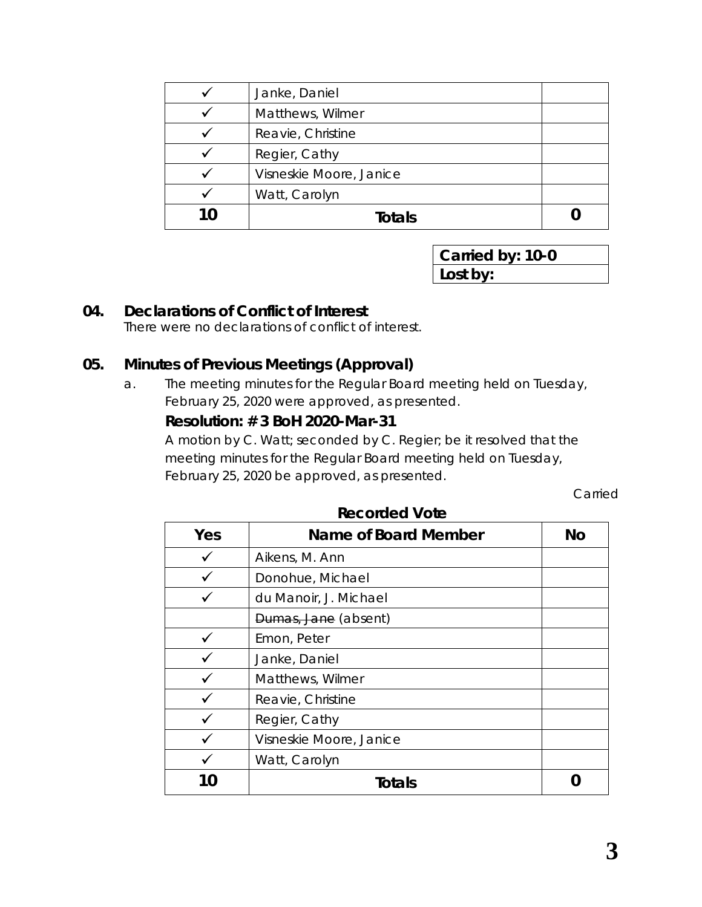| | | |
|---|---|---|
| ✓ | Janke, Daniel | |
| ✓ | Matthews, Wilmer | |
| ✓ | Reavie, Christine | |
| ✓ | Regier, Cathy | |
| ✓ | Visneskie Moore, Janice | |
| ✓ | Watt, Carolyn | |
| **10** | **Totals** | **0** |

| |
|---|
| **Carried by: 10-0** |
| **Lost by:** |

## 04. Declarations of Conflict of Interest

*There were no declarations of conflict of interest.*

## 05. Minutes of Previous Meetings (Approval)

a. *The meeting minutes for the Regular Board meeting held on Tuesday, February 25, 2020 were approved, as presented.*

**Resolution: # 3 BoH 2020-Mar-31**

*A motion by C. Watt; seconded by C. Regier; be it resolved that the meeting minutes for the Regular Board meeting held on Tuesday, February 25, 2020 be approved, as presented.*

*Carried*

**Recorded Vote**

| Yes | Name of Board Member | No |
|---|---|---|
| ✓ | Aikens, M. Ann | |
| ✓ | Donohue, Michael | |
| ✓ | du Manoir, J. Michael | |
| | ~~Dumas, Jane~~ (absent) | |
| ✓ | Emon, Peter | |
| ✓ | Janke, Daniel | |
| ✓ | Matthews, Wilmer | |
| ✓ | Reavie, Christine | |
| ✓ | Regier, Cathy | |
| ✓ | Visneskie Moore, Janice | |
| ✓ | Watt, Carolyn | |
| **10** | **Totals** | **0** |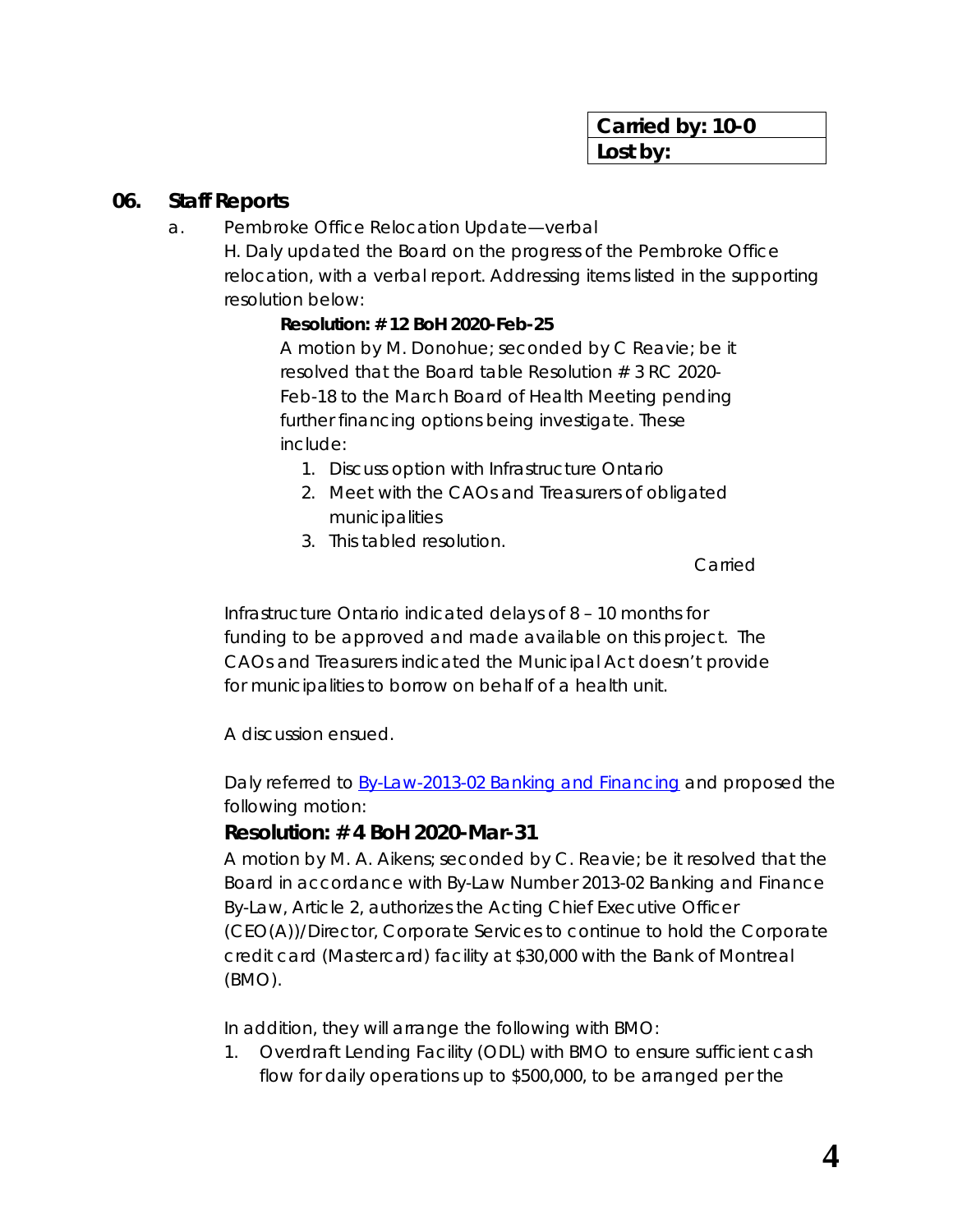| Carried by: 10-0 |
|---|
| Lost by: |

## 06. Staff Reports

a. Pembroke Office Relocation Update—verbal

H. Daly updated the Board on the progress of the Pembroke Office relocation, with a verbal report. Addressing items listed in the supporting resolution below:

**Resolution: # 12 BoH 2020-Feb-25**

A motion by M. Donohue; seconded by C Reavie; be it resolved that the Board table Resolution # 3 RC 2020-Feb-18 to the March Board of Health Meeting pending further financing options being investigate. These include:

1. Discuss option with Infrastructure Ontario
2. Meet with the CAOs and Treasurers of obligated municipalities
3. This tabled resolution.

Carried

Infrastructure Ontario indicated delays of 8 – 10 months for funding to be approved and made available on this project. The CAOs and Treasurers indicated the Municipal Act doesn't provide for municipalities to borrow on behalf of a health unit.

A discussion ensued.

Daly referred to By-Law-2013-02 Banking and Financing and proposed the following motion:

### Resolution: # 4 BoH 2020-Mar-31

A motion by M. A. Aikens; seconded by C. Reavie; be it resolved that the Board in accordance with By-Law Number 2013-02 Banking and Finance By-Law, Article 2, authorizes the Acting Chief Executive Officer (CEO(A))/Director, Corporate Services to continue to hold the Corporate credit card (Mastercard) facility at $30,000 with the Bank of Montreal (BMO).

In addition, they will arrange the following with BMO:

1. Overdraft Lending Facility (ODL) with BMO to ensure sufficient cash flow for daily operations up to $500,000, to be arranged per the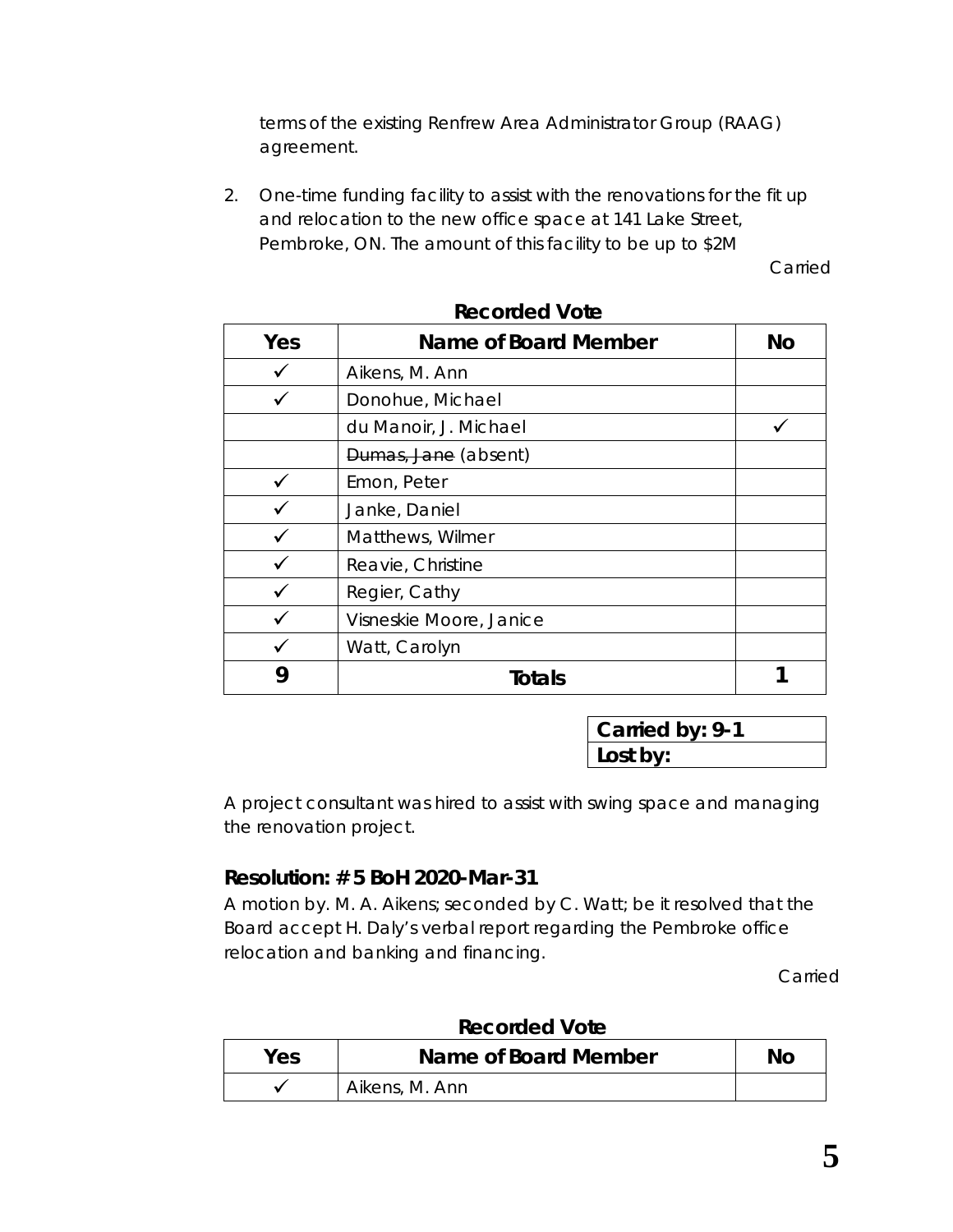terms of the existing Renfrew Area Administrator Group (RAAG) agreement.

2. One-time funding facility to assist with the renovations for the fit up and relocation to the new office space at 141 Lake Street, Pembroke, ON. The amount of this facility to be up to $2M

Carried

**Recorded Vote**

| Yes | Name of Board Member | No |
|---|---|---|
| ✓ | Aikens, M. Ann | |
| ✓ | Donohue, Michael | |
| | du Manoir, J. Michael | ✓ |
| | ~~Dumas, Jane~~ (absent) | |
| ✓ | Emon, Peter | |
| ✓ | Janke, Daniel | |
| ✓ | Matthews, Wilmer | |
| ✓ | Reavie, Christine | |
| ✓ | Regier, Cathy | |
| ✓ | Visneskie Moore, Janice | |
| ✓ | Watt, Carolyn | |
| **9** | **Totals** | **1** |

| **Carried by: 9-1** |
|---|
| **Lost by:** |

A project consultant was hired to assist with swing space and managing the renovation project.

### Resolution: # 5 BoH 2020-Mar-31

A motion by. M. A. Aikens; seconded by C. Watt; be it resolved that the Board accept H. Daly's verbal report regarding the Pembroke office relocation and banking and financing.

Carried

**Recorded Vote**

| Yes | Name of Board Member | No |
|---|---|---|
| ✓ | Aikens, M. Ann | |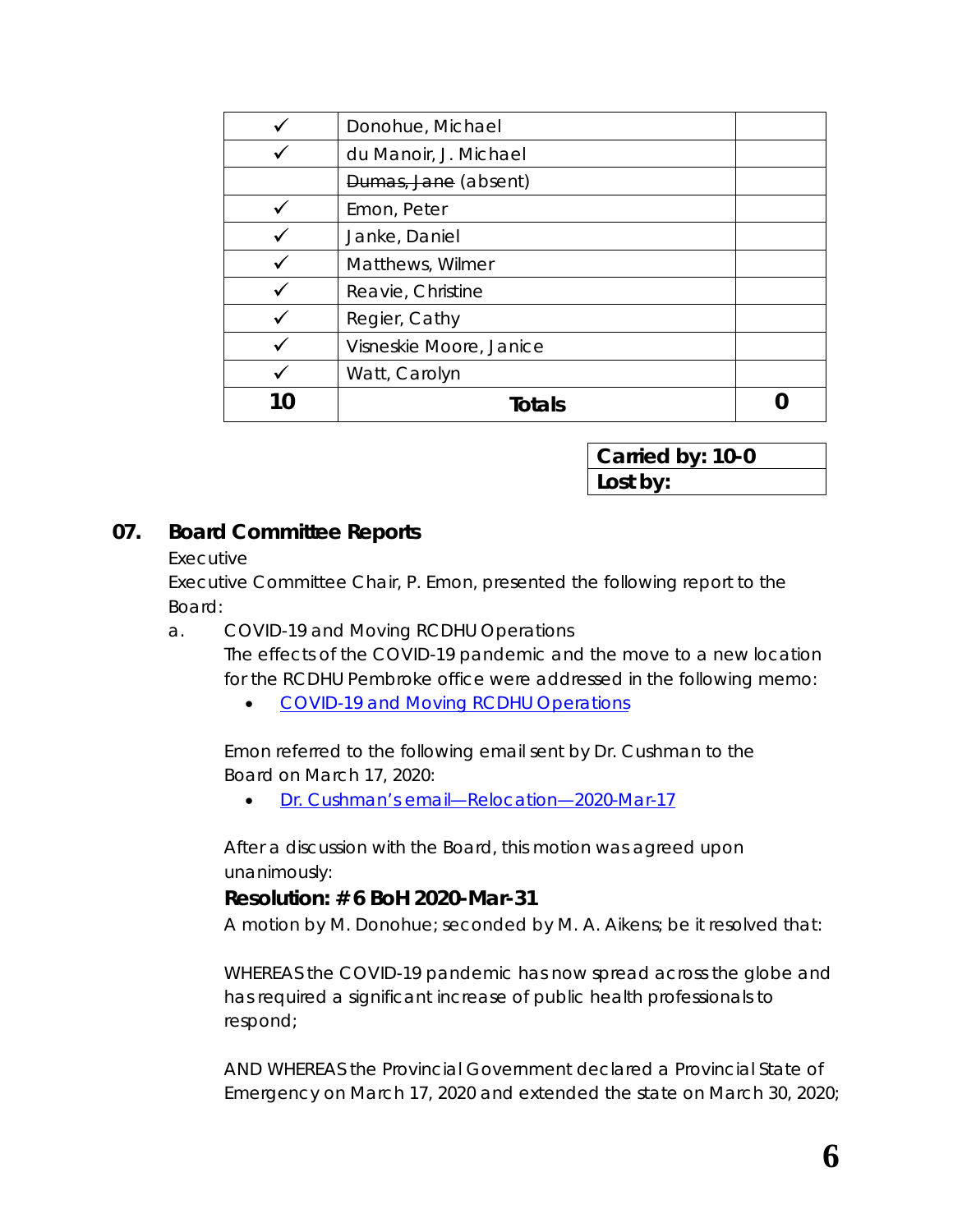| | | |
|---|---|---|
| ✓ | Donohue, Michael | |
| ✓ | du Manoir, J. Michael | |
| | ~~Dumas, Jane~~ (absent) | |
| ✓ | Emon, Peter | |
| ✓ | Janke, Daniel | |
| ✓ | Matthews, Wilmer | |
| ✓ | Reavie, Christine | |
| ✓ | Regier, Cathy | |
| ✓ | Visneskie Moore, Janice | |
| ✓ | Watt, Carolyn | |
| **10** | **Totals** | **0** |

| |
|---|
| **Carried by: 10-0** |
| **Lost by:** |

## 07. Board Committee Reports

Executive

Executive Committee Chair, P. Emon, presented the following report to the Board:

a. COVID-19 and Moving RCDHU Operations

The effects of the COVID-19 pandemic and the move to a new location for the RCDHU Pembroke office were addressed in the following memo:

- COVID-19 and Moving RCDHU Operations

Emon referred to the following email sent by Dr. Cushman to the Board on March 17, 2020:

- Dr. Cushman's email—Relocation—2020-Mar-17

After a discussion with the Board, this motion was agreed upon unanimously:

### Resolution: # 6 BoH 2020-Mar-31

A motion by M. Donohue; seconded by M. A. Aikens; be it resolved that:

WHEREAS the COVID-19 pandemic has now spread across the globe and has required a significant increase of public health professionals to respond;

AND WHEREAS the Provincial Government declared a Provincial State of Emergency on March 17, 2020 and extended the state on March 30, 2020;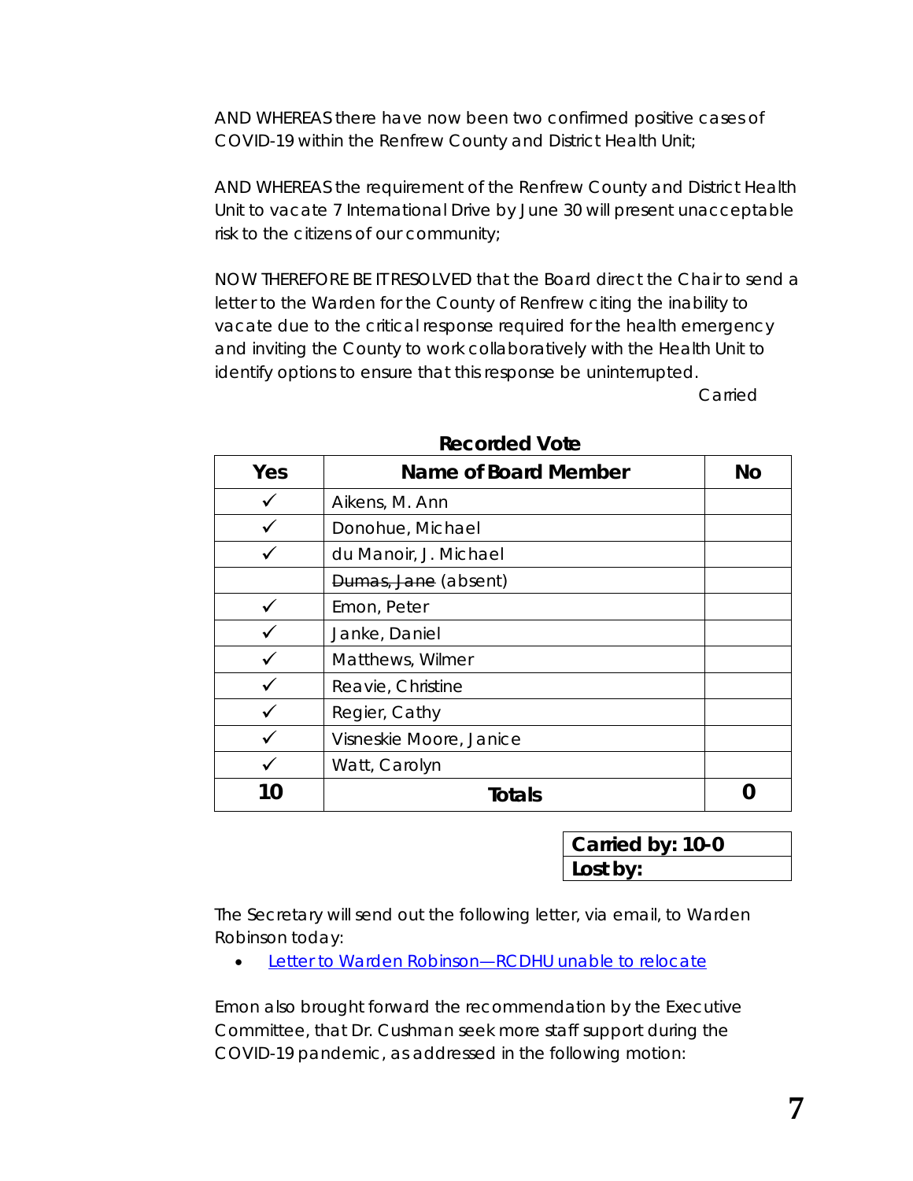AND WHEREAS there have now been two confirmed positive cases of COVID-19 within the Renfrew County and District Health Unit;

AND WHEREAS the requirement of the Renfrew County and District Health Unit to vacate 7 International Drive by June 30 will present unacceptable risk to the citizens of our community;

NOW THEREFORE BE IT RESOLVED that the Board direct the Chair to send a letter to the Warden for the County of Renfrew citing the inability to vacate due to the critical response required for the health emergency and inviting the County to work collaboratively with the Health Unit to identify options to ensure that this response be uninterrupted.

Carried

**Recorded Vote**

| Yes | Name of Board Member | No |
|---|---|---|
| ✓ | Aikens, M. Ann | |
| ✓ | Donohue, Michael | |
| ✓ | du Manoir, J. Michael | |
| | ~~Dumas, Jane~~ (absent) | |
| ✓ | Emon, Peter | |
| ✓ | Janke, Daniel | |
| ✓ | Matthews, Wilmer | |
| ✓ | Reavie, Christine | |
| ✓ | Regier, Cathy | |
| ✓ | Visneskie Moore, Janice | |
| ✓ | Watt, Carolyn | |
| **10** | **Totals** | **0** |

| **Carried by: 10-0** |
|---|
| **Lost by:** |

The Secretary will send out the following letter, via email, to Warden Robinson today:

- Letter to Warden Robinson—RCDHU unable to relocate

Emon also brought forward the recommendation by the Executive Committee, that Dr. Cushman seek more staff support during the COVID-19 pandemic, as addressed in the following motion: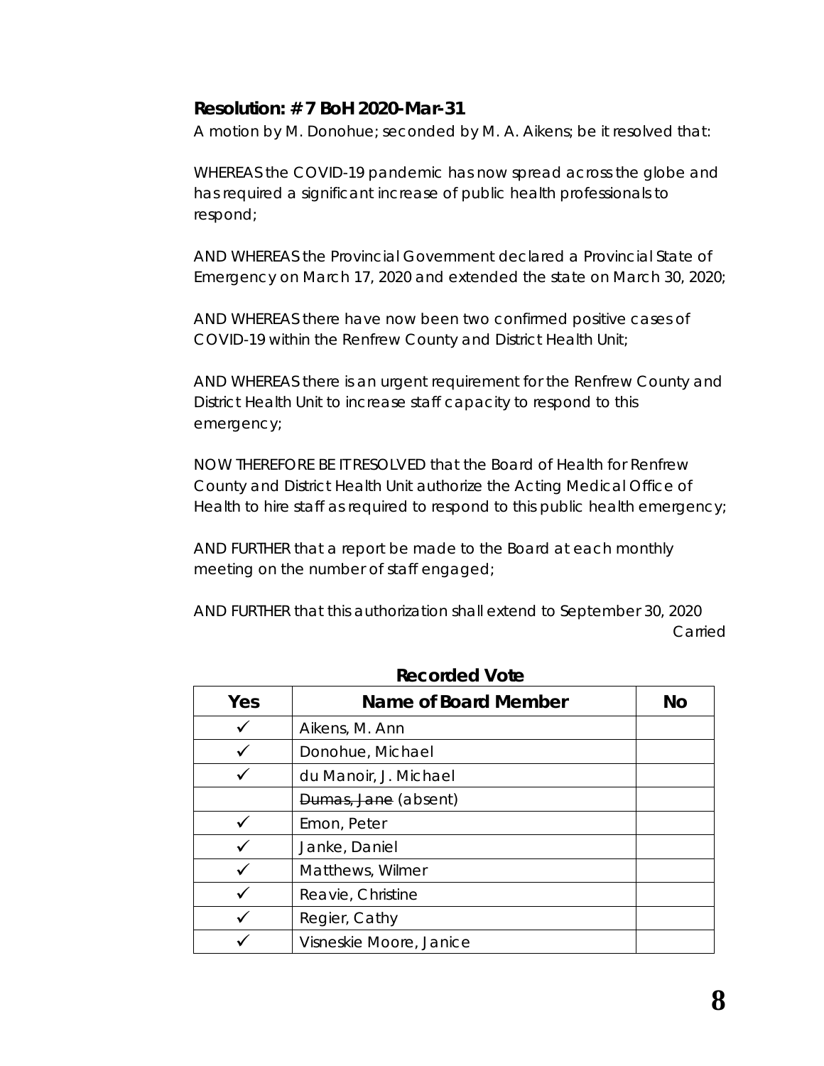**Resolution: # 7 BoH 2020-Mar-31**

A motion by M. Donohue; seconded by M. A. Aikens; be it resolved that:

WHEREAS the COVID-19 pandemic has now spread across the globe and has required a significant increase of public health professionals to respond;

AND WHEREAS the Provincial Government declared a Provincial State of Emergency on March 17, 2020 and extended the state on March 30, 2020;

AND WHEREAS there have now been two confirmed positive cases of COVID-19 within the Renfrew County and District Health Unit;

AND WHEREAS there is an urgent requirement for the Renfrew County and District Health Unit to increase staff capacity to respond to this emergency;

NOW THEREFORE BE IT RESOLVED that the Board of Health for Renfrew County and District Health Unit authorize the Acting Medical Office of Health to hire staff as required to respond to this public health emergency;

AND FURTHER that a report be made to the Board at each monthly meeting on the number of staff engaged;

AND FURTHER that this authorization shall extend to September 30, 2020

Carried

**Recorded Vote**

| Yes | Name of Board Member | No |
|---|---|---|
| ✓ | Aikens, M. Ann | |
| ✓ | Donohue, Michael | |
| ✓ | du Manoir, J. Michael | |
| | ~~Dumas, Jane~~ (absent) | |
| ✓ | Emon, Peter | |
| ✓ | Janke, Daniel | |
| ✓ | Matthews, Wilmer | |
| ✓ | Reavie, Christine | |
| ✓ | Regier, Cathy | |
| ✓ | Visneskie Moore, Janice | |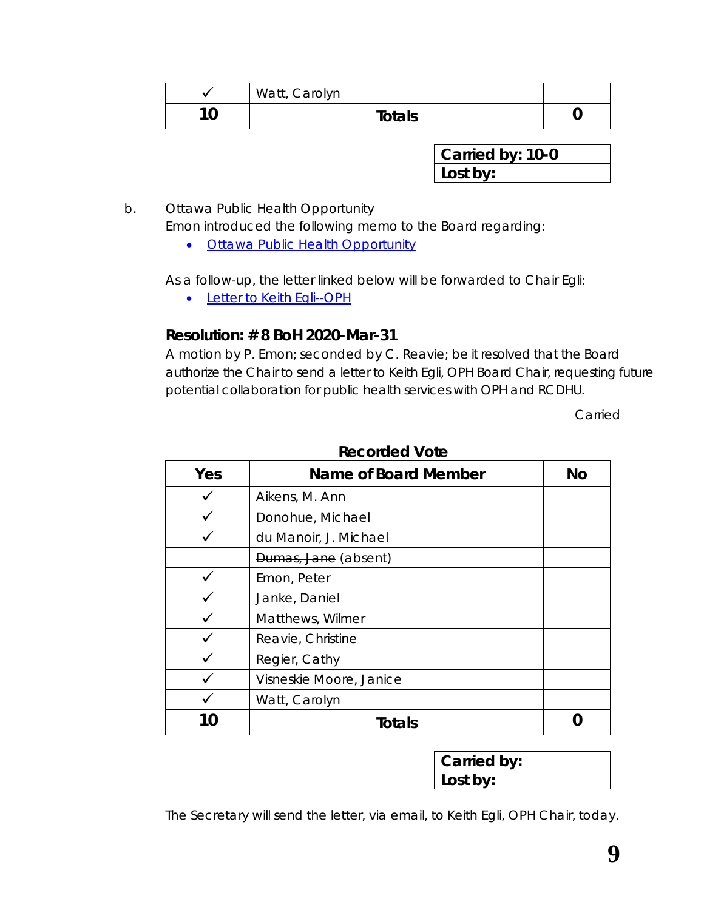| ✓ | Watt, Carolyn | |
|---|---|---|
| **10** | **Totals** | **0** |

| **Carried by: 10-0** |
|---|
| **Lost by:** |

b. Ottawa Public Health Opportunity

Emon introduced the following memo to the Board regarding:

- Ottawa Public Health Opportunity

As a follow-up, the letter linked below will be forwarded to Chair Egli:

- Letter to Keith Egli--OPH

### Resolution: # 8 BoH 2020-Mar-31

A motion by P. Emon; seconded by C. Reavie; be it resolved that the Board authorize the Chair to send a letter to Keith Egli, OPH Board Chair, requesting future potential collaboration for public health services with OPH and RCDHU.

Carried

**Recorded Vote**

| Yes | Name of Board Member | No |
|---|---|---|
| ✓ | Aikens, M. Ann | |
| ✓ | Donohue, Michael | |
| ✓ | du Manoir, J. Michael | |
| | ~~Dumas, Jane~~ (absent) | |
| ✓ | Emon, Peter | |
| ✓ | Janke, Daniel | |
| ✓ | Matthews, Wilmer | |
| ✓ | Reavie, Christine | |
| ✓ | Regier, Cathy | |
| ✓ | Visneskie Moore, Janice | |
| ✓ | Watt, Carolyn | |
| **10** | **Totals** | **0** |

| **Carried by:** |
|---|
| **Lost by:** |

The Secretary will send the letter, via email, to Keith Egli, OPH Chair, today.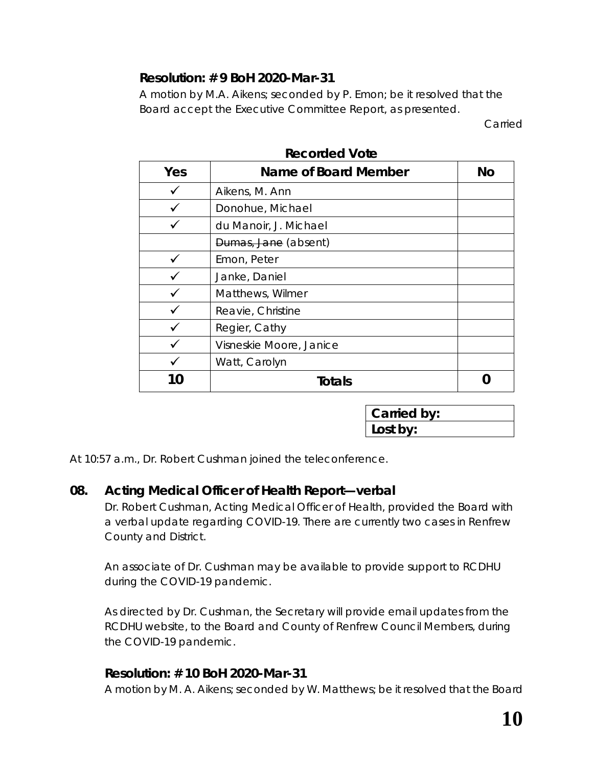### Resolution: # 9 BoH 2020-Mar-31

A motion by M.A. Aikens; seconded by P. Emon; be it resolved that the Board accept the Executive Committee Report, as presented.

Carried

**Recorded Vote**

| Yes | Name of Board Member | No |
|---|---|---|
| ✓ | Aikens, M. Ann | |
| ✓ | Donohue, Michael | |
| ✓ | du Manoir, J. Michael | |
| | ~~Dumas, Jane~~ (absent) | |
| ✓ | Emon, Peter | |
| ✓ | Janke, Daniel | |
| ✓ | Matthews, Wilmer | |
| ✓ | Reavie, Christine | |
| ✓ | Regier, Cathy | |
| ✓ | Visneskie Moore, Janice | |
| ✓ | Watt, Carolyn | |
| **10** | **Totals** | **0** |

| **Carried by:** |
|---|
| **Lost by:** |

At 10:57 a.m., Dr. Robert Cushman joined the teleconference.

## 08. Acting Medical Officer of Health Report—verbal

Dr. Robert Cushman, Acting Medical Officer of Health, provided the Board with a verbal update regarding COVID-19. There are currently two cases in Renfrew County and District.

An associate of Dr. Cushman may be available to provide support to RCDHU during the COVID-19 pandemic.

As directed by Dr. Cushman, the Secretary will provide email updates from the RCDHU website, to the Board and County of Renfrew Council Members, during the COVID-19 pandemic.

### Resolution: # 10 BoH 2020-Mar-31

A motion by M. A. Aikens; seconded by W. Matthews; be it resolved that the Board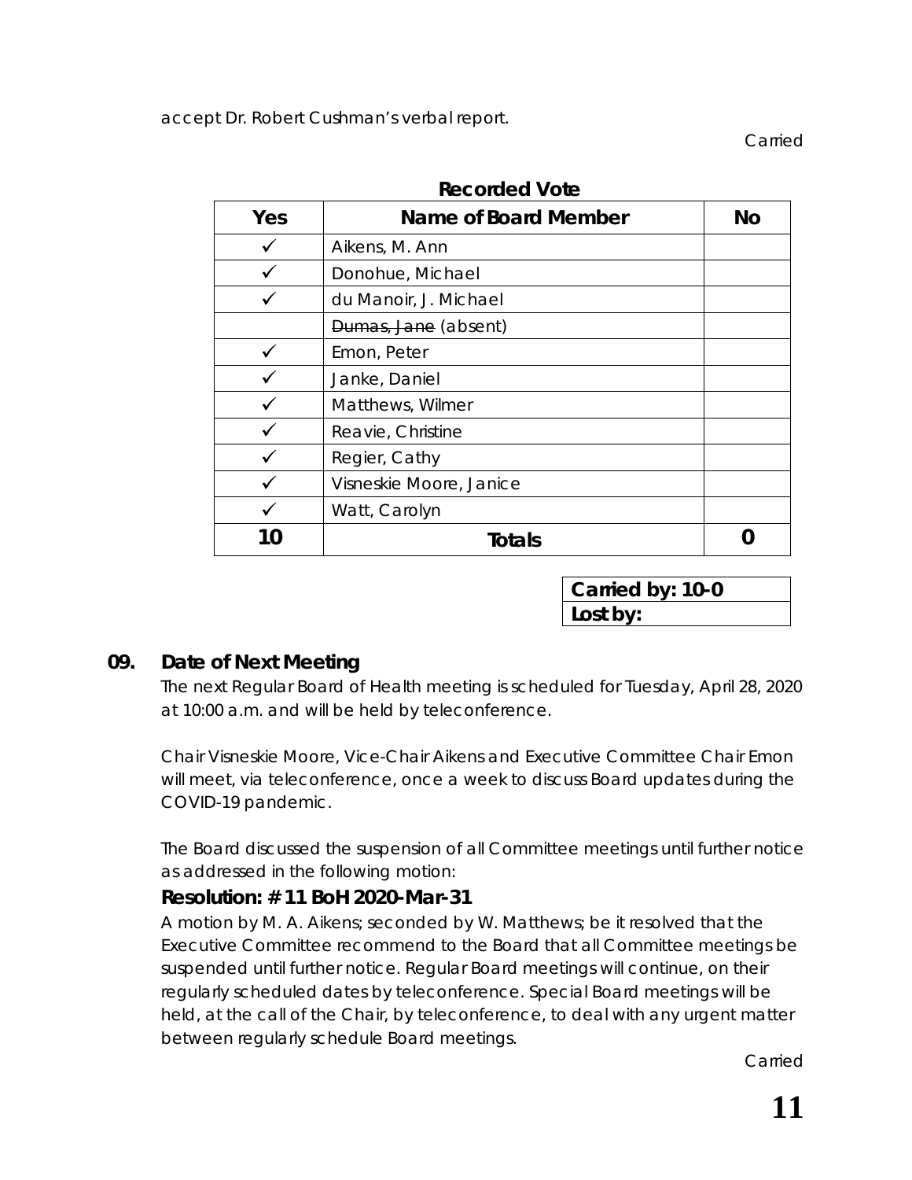accept Dr. Robert Cushman's verbal report.

Carried

**Recorded Vote**

| Yes | Name of Board Member | No |
|---|---|---|
| ✓ | Aikens, M. Ann | |
| ✓ | Donohue, Michael | |
| ✓ | du Manoir, J. Michael | |
| | ~~Dumas, Jane~~ (absent) | |
| ✓ | Emon, Peter | |
| ✓ | Janke, Daniel | |
| ✓ | Matthews, Wilmer | |
| ✓ | Reavie, Christine | |
| ✓ | Regier, Cathy | |
| ✓ | Visneskie Moore, Janice | |
| ✓ | Watt, Carolyn | |
| **10** | **Totals** | **0** |

| **Carried by: 10-0** |
|---|
| **Lost by:** |

## 09. Date of Next Meeting

The next Regular Board of Health meeting is scheduled for Tuesday, April 28, 2020 at 10:00 a.m. and will be held by teleconference.

Chair Visneskie Moore, Vice-Chair Aikens and Executive Committee Chair Emon will meet, via teleconference, once a week to discuss Board updates during the COVID-19 pandemic.

The Board discussed the suspension of all Committee meetings until further notice as addressed in the following motion:

**Resolution: # 11 BoH 2020-Mar-31**

A motion by M. A. Aikens; seconded by W. Matthews; be it resolved that the Executive Committee recommend to the Board that all Committee meetings be suspended until further notice. Regular Board meetings will continue, on their regularly scheduled dates by teleconference. Special Board meetings will be held, at the call of the Chair, by teleconference, to deal with any urgent matter between regularly schedule Board meetings.

Carried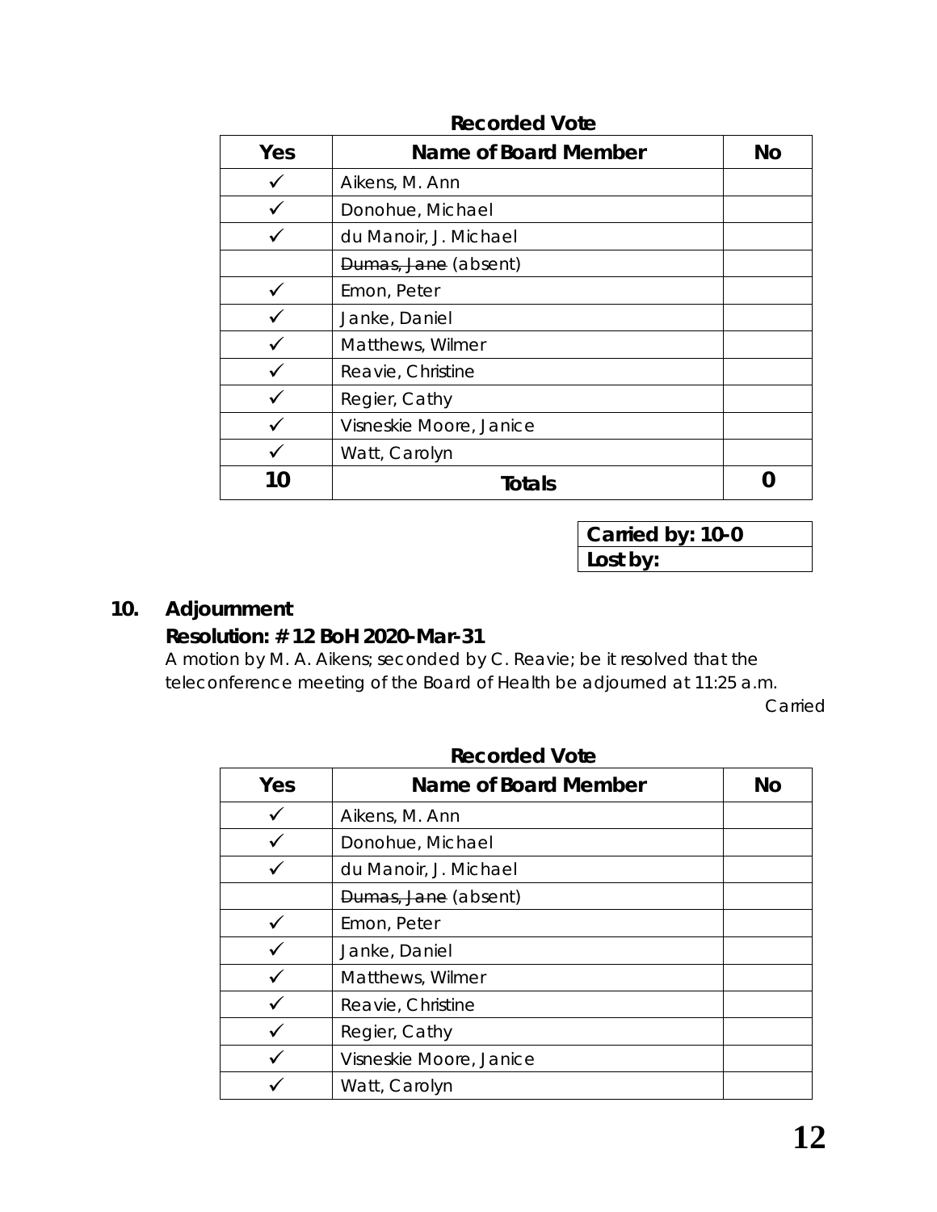**Recorded Vote**

| Yes | Name of Board Member | No |
|---|---|---|
| ✓ | Aikens, M. Ann | |
| ✓ | Donohue, Michael | |
| ✓ | du Manoir, J. Michael | |
| | ~~Dumas, Jane~~ (absent) | |
| ✓ | Emon, Peter | |
| ✓ | Janke, Daniel | |
| ✓ | Matthews, Wilmer | |
| ✓ | Reavie, Christine | |
| ✓ | Regier, Cathy | |
| ✓ | Visneskie Moore, Janice | |
| ✓ | Watt, Carolyn | |
| **10** | **Totals** | **0** |

| **Carried by: 10-0** |
|---|
| **Lost by:** |

## 10. Adjournment

**Resolution: # 12 BoH 2020-Mar-31**

A motion by M. A. Aikens; seconded by C. Reavie; be it resolved that the teleconference meeting of the Board of Health be adjourned at 11:25 a.m.

Carried

**Recorded Vote**

| Yes | Name of Board Member | No |
|---|---|---|
| ✓ | Aikens, M. Ann | |
| ✓ | Donohue, Michael | |
| ✓ | du Manoir, J. Michael | |
| | ~~Dumas, Jane~~ (absent) | |
| ✓ | Emon, Peter | |
| ✓ | Janke, Daniel | |
| ✓ | Matthews, Wilmer | |
| ✓ | Reavie, Christine | |
| ✓ | Regier, Cathy | |
| ✓ | Visneskie Moore, Janice | |
| ✓ | Watt, Carolyn | |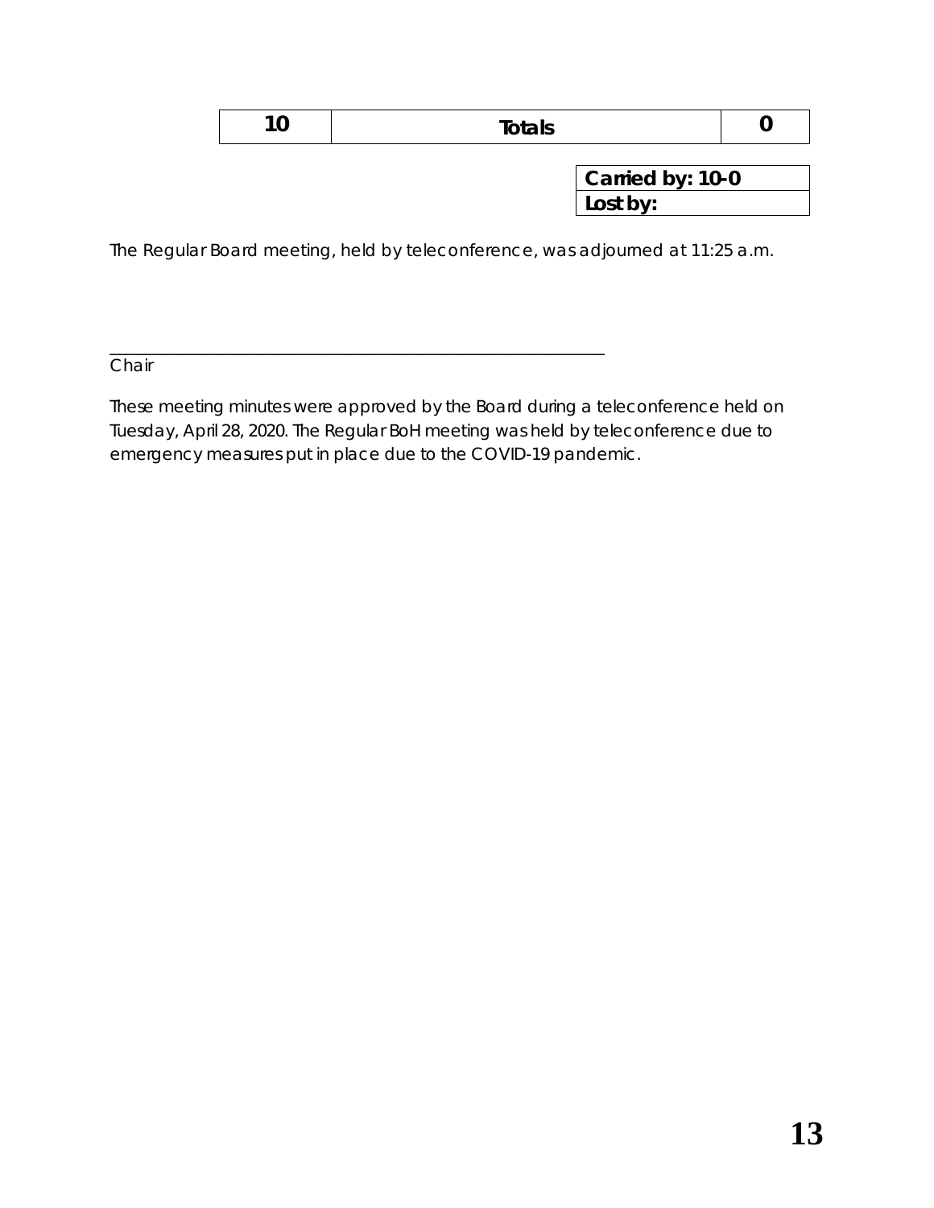| | | |
|---|---|---|
| **10** | **Totals** | **0** |

| |
|---|
| **Carried by: 10-0** |
| **Lost by:** |

The Regular Board meeting, held by teleconference, was adjourned at 11:25 a.m.

\_\_\_\_\_\_\_\_\_\_\_\_\_\_\_\_\_\_\_\_\_\_\_\_\_\_\_\_\_\_\_\_\_\_\_\_\_\_\_\_\_\_\_\_\_\_\_\_\_\_\_\_\_\_

Chair

These meeting minutes were approved by the Board during a teleconference held on Tuesday, April 28, 2020. The Regular BoH meeting was held by teleconference due to emergency measures put in place due to the COVID-19 pandemic.